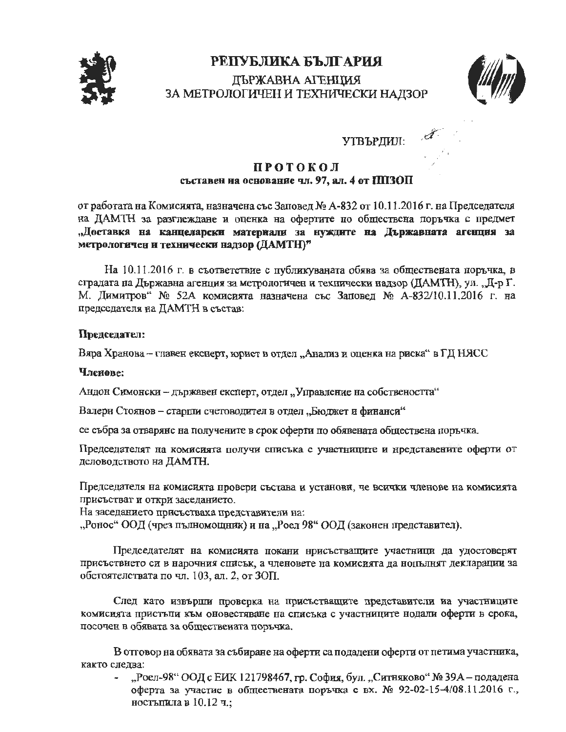# РЕПУБЛИКА БЪЛГАРИЯ

## ДЪРЖАВНА АГЕНЦИЯ ЗА МЕТРОЛОГИЧЕН И ТЕХНИЧЕСКИ НАДЗОР

УТВЪРДИЛ:

**П Р О Т О К О Л**

**съставен на основание чл. 97, ал. 4 от ППЗОП**

от работата на Комисията, назначена със Заповед № А-832 от 10.11.2016 г. на Председателя на ДАМТН за разглеждане и оценка на офертите по обществена поръчка с предмет **„Доставка на канцеларски материали за нуждите на Държавната агенция за метрологичен и технически надзор (ДАМТН)"**

На 10.11.2016 г. в съответствие с публикуваната обява за обществената поръчка, в сградата на Държавна агенция за метрологичен и технически надзор (ДАМТН), ул. „Д-р Г. М. Димитров" № 52А комисията назначена със Заповед № А-832/10.11.2016 г. на председателя на ДАМТН в състав:

**Председател:**

Вяра Хранова – главен експерт, юрист в отдел „Анализ и оценка на риска" в ГД НЯСС

**Членове:**

Андон Симонски – държавен експерт, отдел „Управление на собствеността"

Валери Стоянов – старши счетоводител в отдел „Бюджет и финанси"

се събра за отваряне на получените в срок оферти по обявената обществена поръчка.

Председателят на комисията получи списъка с участниците и представените оферти от деловодството на ДАМТН.

Председателя на комисията провери състава и установи, че всички членове на комисията присъстват и откри заседанието.

На заседанието присъстваха представители на:

„Ронос" ООД (чрез пълномощник) и на „Роел 98" ООД (законен представител).

Председателят на комисията покани присъстващите участници да удостоверят присъствието си в нарочния списък, а членовете на комисията да попълнят декларации за обстоятелствата по чл. 103, ал. 2, от ЗОП.

След като извърши проверка на присъстващите представители на участниците комисията пристъпи към оповестяване на списъка с участниците подали оферти в срока, посочен в обявата за обществената поръчка.

В отговор на обявата за събиране на оферти са подадени оферти от петима участника, както следва:

- „Роел-98" ООД с ЕИК 121798467, гр. София, бул. „Ситняково" № 39А – подадена оферта за участие в обществената поръчка с вх. № 92-02-15-4/08.11.2016 г., постъпила в 10.12 ч.;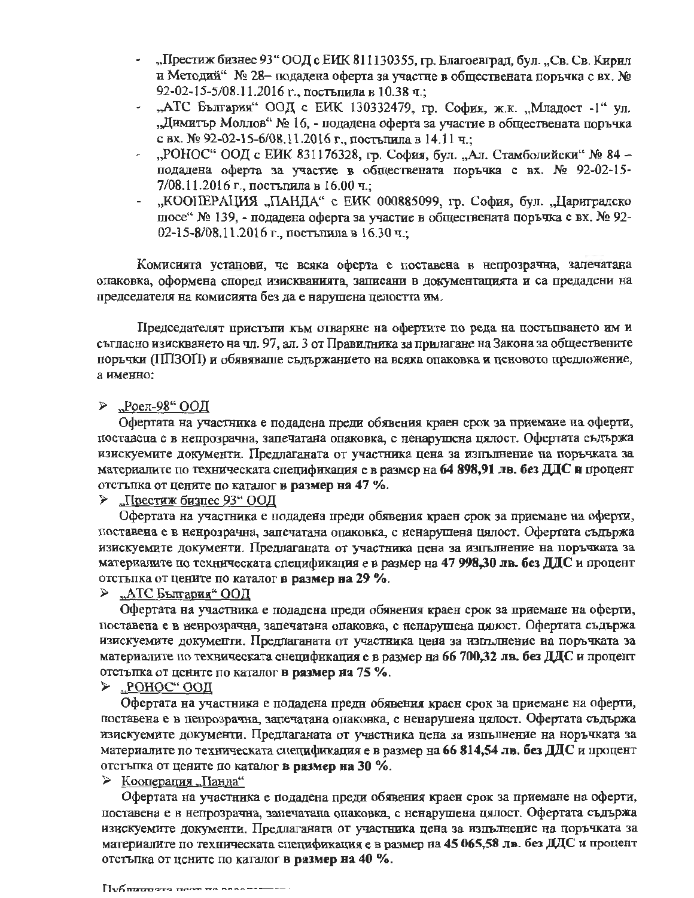- „Престиж бизнес 93“ ООД с ЕИК 811130355, гр. Благоевград, бул. „Св. Св. Кирил и Методий“ № 28– подадена оферта за участие в обществената поръчка с вх. № 92-02-15-5/08.11.2016 г., постъпила в 10.38 ч.;
- „АТС България“ ООД с ЕИК 130332479, гр. София, ж.к. „Младост -1“ ул. „Димитър Моллов“ № 16, - подадена оферта за участие в обществената поръчка с вх. № 92-02-15-6/08.11.2016 г., постъпила в 14.11 ч.;
- „РОНОС“ ООД с ЕИК 831176328, гр. София, бул. „Ал. Стамболийски“ № 84 – подадена оферта за участие в обществената поръчка с вх. № 92-02-15-7/08.11.2016 г., постъпила в 16.00 ч.;
- „КООПЕРАЦИЯ „ПАНДА“ с ЕИК 000885099, гр. София, бул. „Цариградско шосе“ № 139, - подадена оферта за участие в обществената поръчка с вх. № 92-02-15-8/08.11.2016 г., постъпила в 16.30 ч.;

Комисията установи, че всяка оферта е поставена в непрозрачна, запечатана опаковка, оформена според изискванията, записани в документацията и са предадени на председателя на комисията без да е нарушена целостта им.

Председателят пристъпи към отваряне на офертите по реда на постъпването им и съгласно изискването на чл. 97, ал. 3 от Правилника за прилагане на Закона за обществените поръчки (ППЗОП) и обявяваше съдържанието на всяка опаковка и ценовото предложение, а именно:

➢ „Роел-98“ ООД

Офертата на участника е подадена преди обявения краен срок за приемане на оферти, поставена е в непрозрачна, запечатана опаковка, с ненарушена цялост. Офертата съдържа изискуемите документи. Предлаганата от участника цена за изпълнение на поръчката за материалите по техническата спецификация е в размер на **64 898,91 лв. без ДДС и** процент отстъпка от цените по каталог **в размер на 47 %.**

➢ „Престиж бизнес 93“ ООД

Офертата на участника е подадена преди обявения краен срок за приемане на оферти, поставена е в непрозрачна, запечатана опаковка, с ненарушена цялост. Офертата съдържа изискуемите документи. Предлаганата от участника цена за изпълнение на поръчката за материалите по техническата спецификация е в размер на **47 998,30 лв. без ДДС** и процент отстъпка от цените по каталог **в размер на 29 %.**

➢ „АТС България“ ООД

Офертата на участника е подадена преди обявения краен срок за приемане на оферти, поставена е в непрозрачна, запечатана опаковка, с ненарушена цялост. Офертата съдържа изискуемите документи. Предлаганата от участника цена за изпълнение на поръчката за материалите по техническата спецификация е в размер на **66 700,32 лв. без ДДС** и процент отстъпка от цените по каталог **в размер на 75 %.**

➢ „РОНОС“ ООД

Офертата на участника е подадена преди обявения краен срок за приемане на оферти, поставена е в непрозрачна, запечатана опаковка, с ненарушена цялост. Офертата съдържа изискуемите документи. Предлаганата от участника цена за изпълнение на поръчката за материалите по техническата спецификация е в размер на **66 814,54 лв. без ДДС** и процент отстъпка от цените по каталог **в размер на 30 %.**

➢ Кооперация „Панда“

Офертата на участника е подадена преди обявения краен срок за приемане на оферти, поставена е в непрозрачна, запечатана опаковка, с ненарушена цялост. Офертата съдържа изискуемите документи. Предлаганата от участника цена за изпълнение на поръчката за материалите по техническата спецификация е в размер на **45 065,58 лв. без ДДС** и процент отстъпка от цените по каталог **в размер на 40 %.**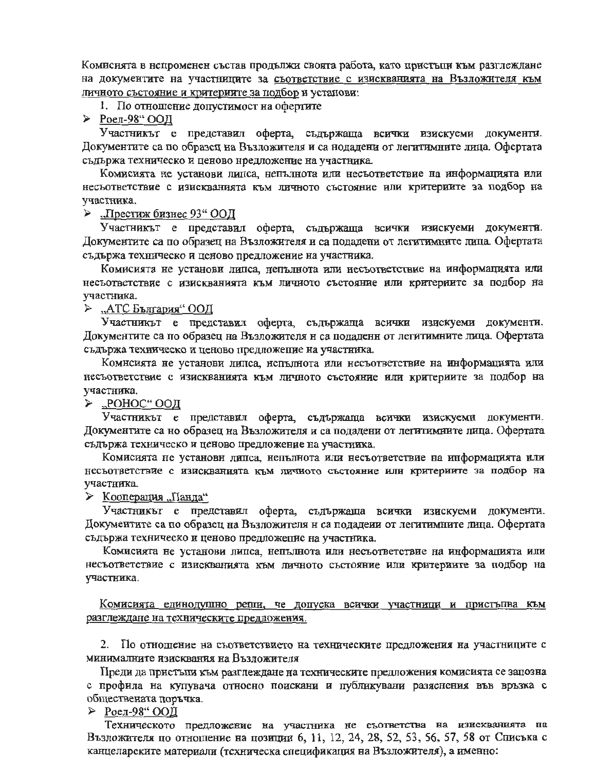Комисията в непроменен състав продължи своята работа, като пристъпи към разглеждане на документите на участниците за <u>съответствие с изискванията на Възложителя към личното състояние и критериите за подбор</u> и установи:

1. По отношение допустимост на офертите

➢ <u>Роел-98“ ООД</u>

Участникът е представил оферта, съдържаща всички изискуеми документи. Документите са по образец на Възложителя и са подадени от легитимните лица. Офертата съдържа техническо и ценово предложение на участника.

Комисията не установи липса, непълнота или несъответствие на информацията или несъответствие с изискванията към личното състояние или критериите за подбор на участника.

➢ <u>„Престиж бизнес 93“ ООД</u>

Участникът е представил оферта, съдържаща всички изискуеми документи. Документите са по образец на Възложителя и са подадени от легитимните лица. Офертата съдържа техническо и ценово предложение на участника.

Комисията не установи липса, непълнота или несъответствие на информацията или несъответствие с изискванията към личното състояние или критериите за подбор на участника.

➢ <u>„АТС България“ ООД</u>

Участникът е представил оферта, съдържаща всички изискуеми документи. Документите са по образец на Възложителя и са подадени от легитимните лица. Офертата съдържа техническо и ценово предложение на участника.

Комисията не установи липса, непълнота или несъответствие на информацията или несъответствие с изискванията към личното състояние или критериите за подбор на участника.

➢ <u>„РОНОС“ ООД</u>

Участникът е представил оферта, съдържаща всички изискуеми документи. Документите са по образец на Възложителя и са подадени от легитимните лица. Офертата съдържа техническо и ценово предложение на участника.

Комисията не установи липса, непълнота или несъответствие на информацията или несъответствие с изискванията към личното състояние или критериите за подбор на участника.

➢ <u>Кооперация „Панда“</u>

Участникът е представил оферта, съдържаща всички изискуеми документи. Документите са по образец на Възложителя и са подадени от легитимните лица. Офертата съдържа техническо и ценово предложение на участника.

Комисията не установи липса, непълнота или несъответствие на информацията или несъответствие с изискванията към личното състояние или критериите за подбор на участника.

<u>Комисията единодушно реши, че допуска всички участници и пристъпва към разглеждане на техническите предложения.</u>

2. По отношение на съответствието на техническите предложения на участниците с минималните изисквания на Възложителя

Преди да пристъпи към разглеждане на техническите предложения комисията се запозна с профила на купувача относно поискани и публикувани разяснения във връзка с обществената поръчка.

➢ <u>Роел-98“ ООД</u>

Техническото предложение на участника не съответства на изискванията на Възложителя по отношение на позиции 6, 11, 12, 24, 28, 52, 53, 56, 57, 58 от Списъка с канцеларските материали (техническа спецификация на Възложителя), а именно: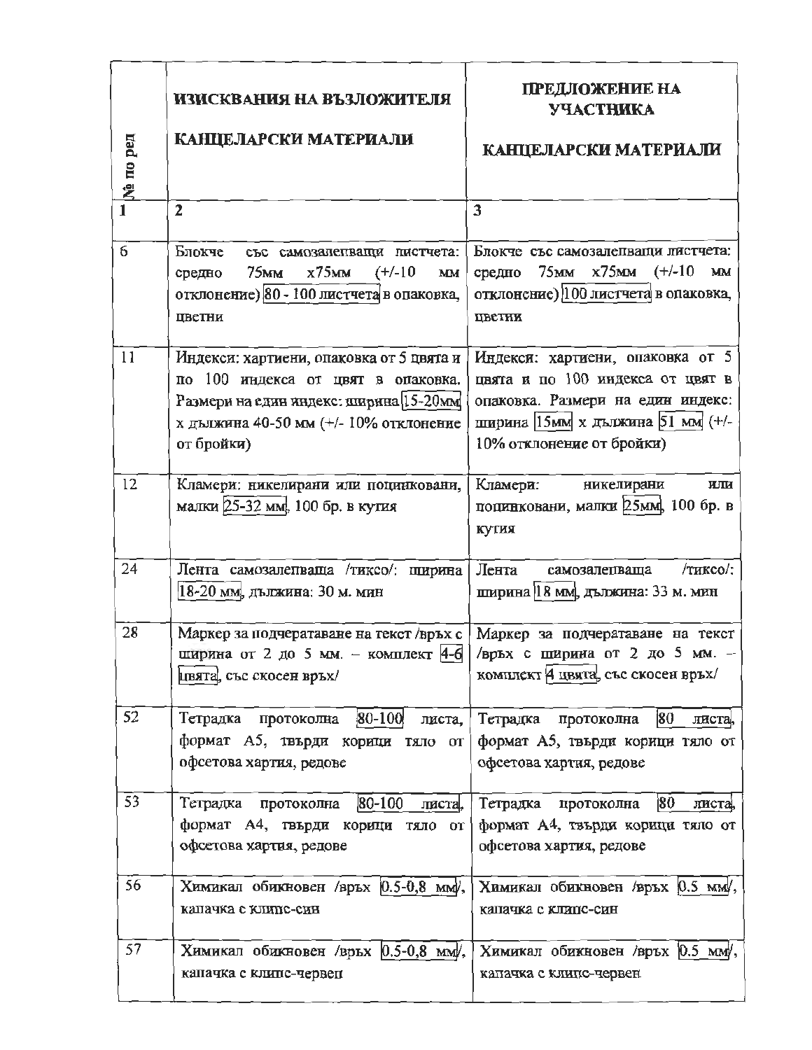| № по ред | ИЗИСКВАНИЯ НА ВЪЗЛОЖИТЕЛЯ<br><br>КАНЦЕЛАРСКИ МАТЕРИАЛИ | ПРЕДЛОЖЕНИЕ НА УЧАСТНИКА<br><br>КАНЦЕЛАРСКИ МАТЕРИАЛИ |
|---|---|---|
| 1 | 2 | 3 |
| 6 | Блокче със самозалепващи листчета: средно 75мм х75мм (+/-10 мм отклонение) 80 - 100 листчета в опаковка, цветни | Блокче със самозалепващи листчета: средно 75мм х75мм (+/-10 мм отклонение) 100 листчета в опаковка, цветни |
| 11 | Индекси: хартиени, опаковка от 5 цвята и по 100 индекса от цвят в опаковка. Размери на един индекс: ширина 15-20мм х дължина 40-50 мм (+/- 10% отклонение от бройки) | Индекси: хартиени, опаковка от 5 цвята и по 100 индекса от цвят в опаковка. Размери на един индекс: ширина 15мм х дължина 51 мм (+/- 10% отклонение от бройки) |
| 12 | Кламери: никелирани или поцинковани, малки 25-32 мм, 100 бр. в кутия | Кламери: никелирани или поцинковани, малки 25мм, 100 бр. в кутия |
| 24 | Лента самозалепваща /тиксо/: ширина 18-20 мм, дължина: 30 м. мин | Лента самозалепваща /тиксо/: ширина 18 мм, дължина: 33 м. мин |
| 28 | Маркер за подчератаване на текст /връх с ширина от 2 до 5 мм. – комплект 4-6 цвята, със скосен връх/ | Маркер за подчератаване на текст /връх с ширина от 2 до 5 мм. – комплект 4 цвята, със скосен връх/ |
| 52 | Тетрадка протоколна 80-100 листа, формат А5, твърди корици тяло от офсетова хартия, редове | Тетрадка протоколна 80 листа, формат А5, твърди корици тяло от офсетова хартия, редове |
| 53 | Тетрадка протоколна 80-100 листа, формат А4, твърди корици тяло от офсетова хартия, редове | Тетрадка протоколна 80 листа, формат А4, твърди корици тяло от офсетова хартия, редове |
| 56 | Химикал обикновен /връх 0.5-0,8 мм/, капачка с клипс-син | Химикал обикновен /връх 0.5 мм/, капачка с клипс-син |
| 57 | Химикал обикновен /връх 0.5-0,8 мм/, капачка с клипс-червен | Химикал обикновен /връх 0.5 мм/, капачка с клипс-червен |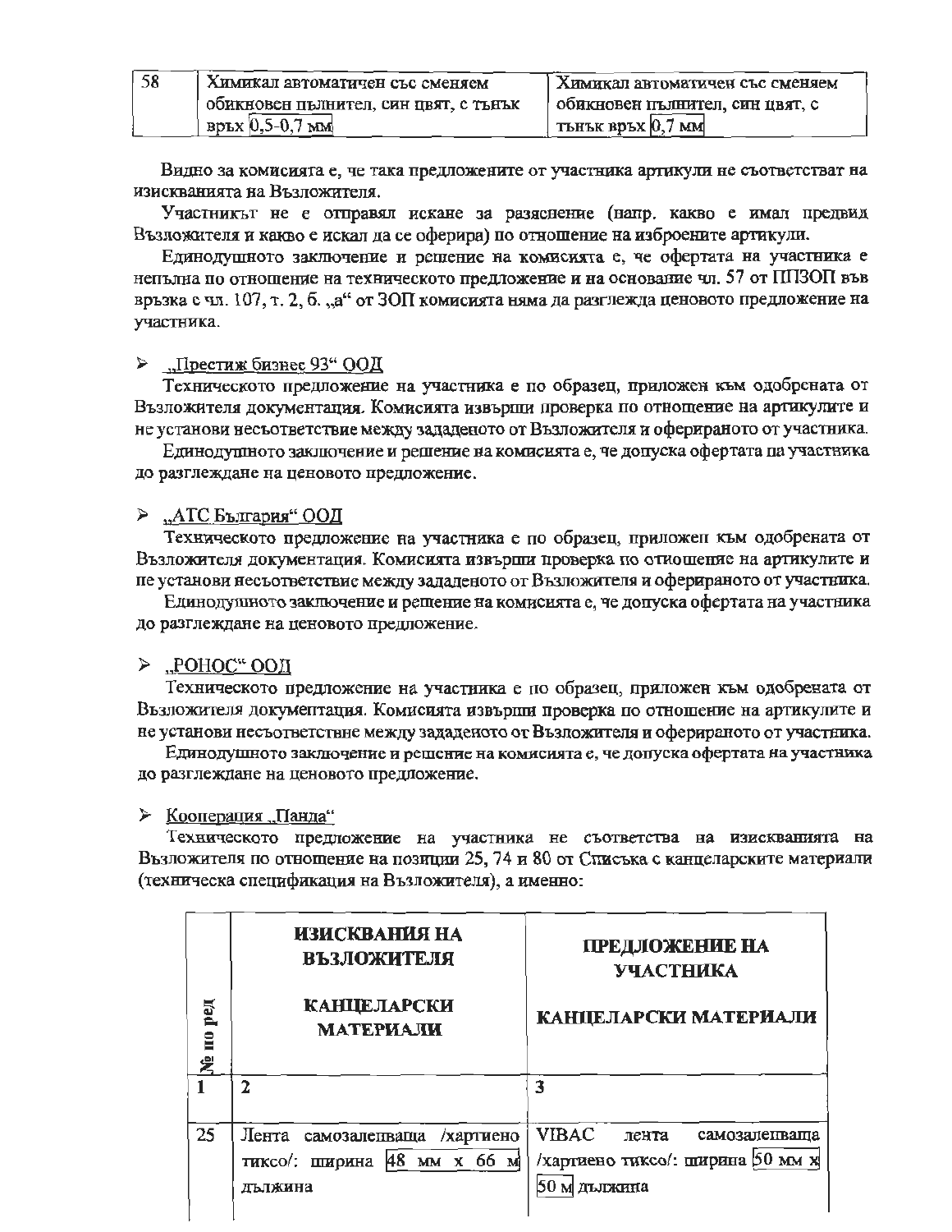| 58 | Химикал автоматичен със сменяем обикновен пълнител, син цвят, с тънък връх 0,5-0,7 мм | Химикал автоматичен със сменяем обикновен пълнител, син цвят, с тънък връх 0,7 мм |
|---|---|---|

Видно за комисията е, че така предложените от участника артикули не съответстват на изискванията на Възложителя.

Участникът не е отправял искане за разяснение (напр. какво е имал предвид Възложителя и какво е искал да се оферира) по отношение на изброените артикули.

Единодушното заключение и решение на комисията е, че офертата на участника е непълна по отношение на техническото предложение и на основание чл. 57 от ППЗОП във връзка с чл. 107, т. 2, б. „а“ от ЗОП комисията няма да разглежда ценовото предложение на участника.

➢ „Престиж бизнес 93“ ООД

Техническото предложение на участника е по образец, приложен към одобрената от Възложителя документация. Комисията извърши проверка по отношение на артикулите и не установи несъответствие между зададеното от Възложителя и оферираното от участника.

Единодушното заключение и решение на комисията е, че допуска офертата на участника до разглеждане на ценовото предложение.

➢ „АТС България“ ООД

Техническото предложение на участника е по образец, приложен към одобрената от Възложителя документация. Комисията извърши проверка по отношение на артикулите и не установи несъответствие между зададеното от Възложителя и оферираното от участника.

Единодушното заключение и решение на комисията е, че допуска офертата на участника до разглеждане на ценовото предложение.

➢ „РОНОС“ ООД

Техническото предложение на участника е по образец, приложен към одобрената от Възложителя документация. Комисията извърши проверка по отношение на артикулите и не установи несъответствие между зададеното от Възложителя и оферираното от участника.

Единодушното заключение и решение на комисията е, че допуска офертата на участника до разглеждане на ценовото предложение.

➢ Кооперация „Панда“

Техническото предложение на участника не съответства на изискванията на Възложителя по отношение на позиции 25, 74 и 80 от Списъка с канцеларските материали (техническа спецификация на Възложителя), а именно:

| № по ред | ИЗИСКВАНИЯ НА ВЪЗЛОЖИТЕЛЯ<br><br>КАНЦЕЛАРСКИ МАТЕРИАЛИ | ПРЕДЛОЖЕНИЕ НА УЧАСТНИКА<br><br>КАНЦЕЛАРСКИ МАТЕРИАЛИ |
|---|---|---|
| 1 | 2 | 3 |
| 25 | Лента самозалепваща /хартиено тиксо/: ширина 48 мм х 66 м дължина | VIBAC лента самозалепваща /хартиено тиксо/: ширина 50 мм х 50 м дължина |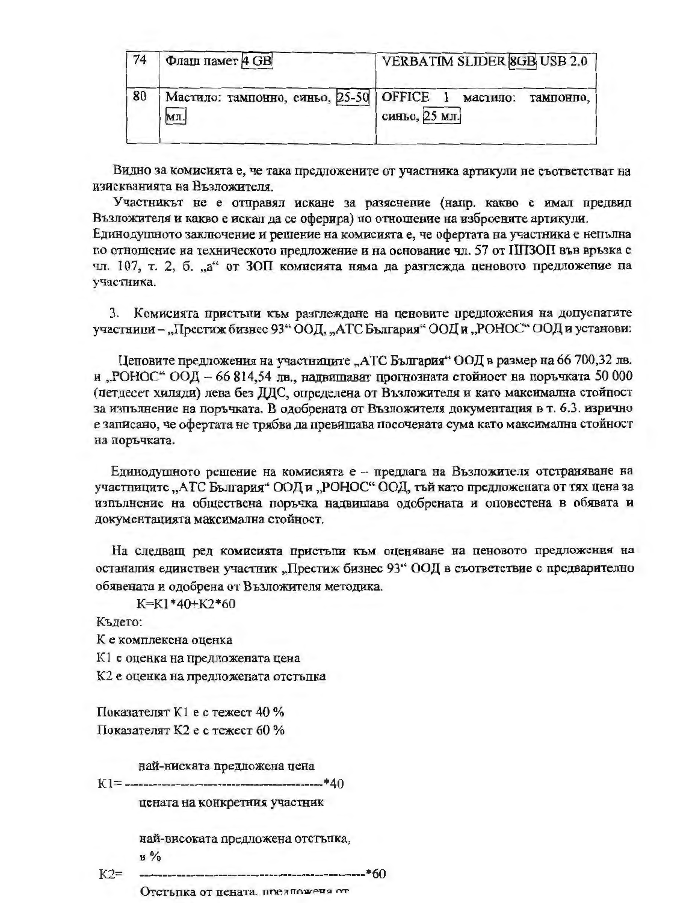| 74 | Флаш памет 4 GB | VERBATIM SLIDER 8GB USB 2.0 |
|---|---|---|
| 80 | Мастило: тампонно, синьо, 25-50 мл. | OFFICE 1 мастило: тампонно, синьо, 25 мл. |

Видно за комисията е, че така предложените от участника артикули не съответстват на изискванията на Възложителя.

Участникът не е отправял искане за разяснение (напр. какво е имал предвид Възложителя и какво е искал да се оферира) по отношение на изброените артикули. Единодушното заключение и решение на комисията е, че офертата на участника е непълна по отношение на техническото предложение и на основание чл. 57 от ППЗОП във връзка с чл. 107, т. 2, б. „а" от ЗОП комисията няма да разглежда ценовото предложение на участника.

3. Комисията пристъпи към разглеждане на ценовите предложения на допуснатите участници – „Престиж бизнес 93" ООД, „АТС България" ООД и „РОНОС" ООД и установи:

Ценовите предложения на участниците „АТС България" ООД в размер на 66 700,32 лв. и „РОНОС" ООД – 66 814,54 лв., надвишават прогнозната стойност на поръчката 50 000 (петдесет хиляди) лева без ДДС, определена от Възложителя и като максимална стойност за изпълнение на поръчката. В одобрената от Възложителя документация в т. 6.3. изрично е записано, че офертата не трябва да превишава посочената сума като максимална стойност на поръчката.

Единодушното решение на комисията е – предлага на Възложителя отстраняване на участниците „АТС България" ООД и „РОНОС" ООД, тъй като предложената от тях цена за изпълнение на обществена поръчка надвишава одобрената и оповестена в обявата и документацията максимална стойност.

На следващ ред комисията пристъпи към оценяване на ценовото предложения на останалия единствен участник „Престиж бизнес 93" ООД в съответствие с предварително обявената и одобрена от Възложителя методика.

$$K = K1*40 + K2*60$$

Където:

К е комплексна оценка

К1 е оценка на предложената цена

К2 е оценка на предложената отстъпка

Показателят К1 е с тежест 40 %

Показателят К2 е с тежест 60 %

$$K1 = \frac{\text{най-ниската предложена цена}}{\text{цената на конкретния участник}} * 40$$

$$K2 = \frac{\text{най-високата предложена отстъпка, в \%}}{\text{Отстъпка от цената, предложена от}} * 60$$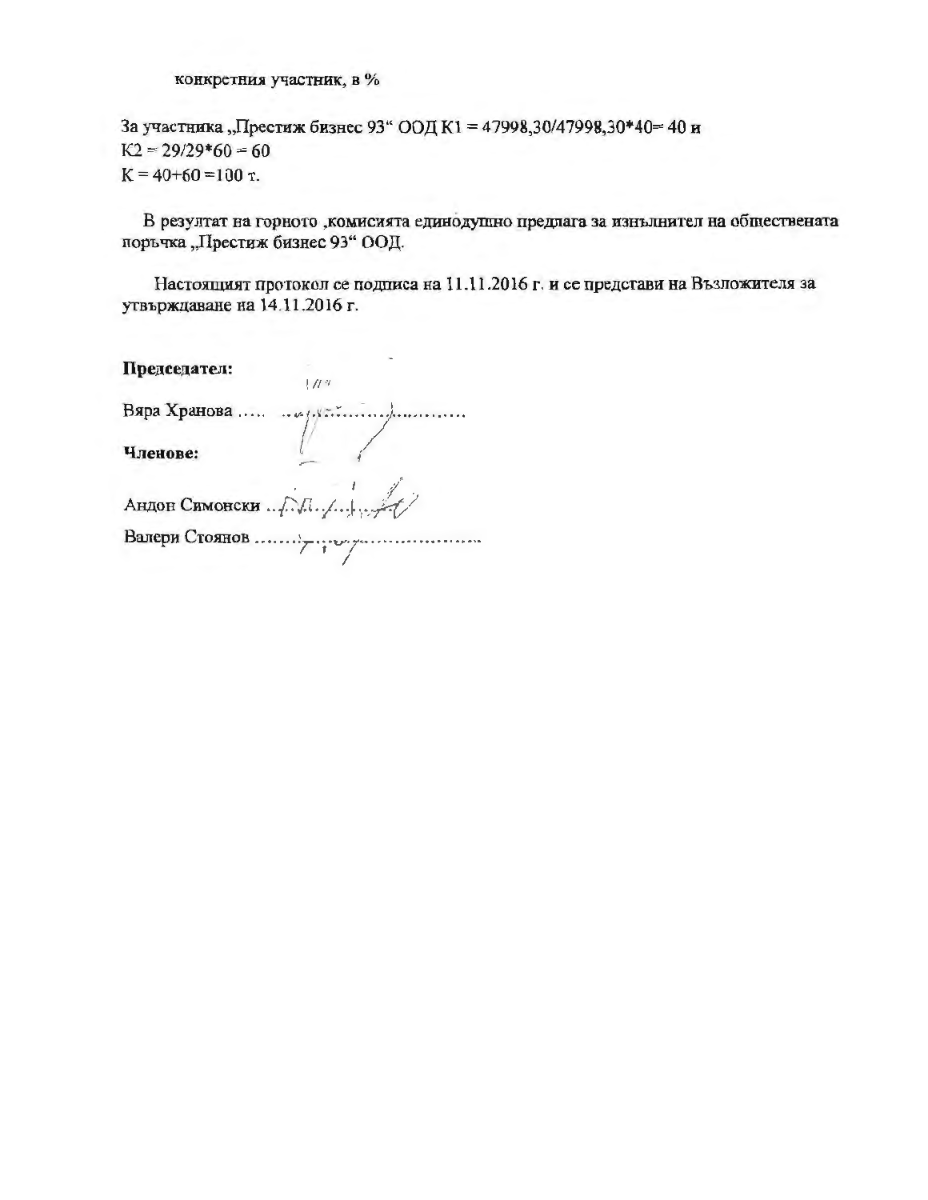конкретния участник, в %

За участника „Престиж бизнес 93“ ООД К1 = 47998,30/47998,30\*40= 40 и
К2 = 29/29\*60 = 60
К = 40+60 =100 т.

В резултат на горното ,комисията единодушно предлага за изпълнител на обществената поръчка „Престиж бизнес 93“ ООД.

Настоящият протокол се подписа на 11.11.2016 г. и се представи на Възложителя за утвърждаване на 14.11.2016 г.

**Председател:**

Вяра Хранова ........................................

**Членове:**

Андон Симонски ........................................

Валери Стоянов ........................................